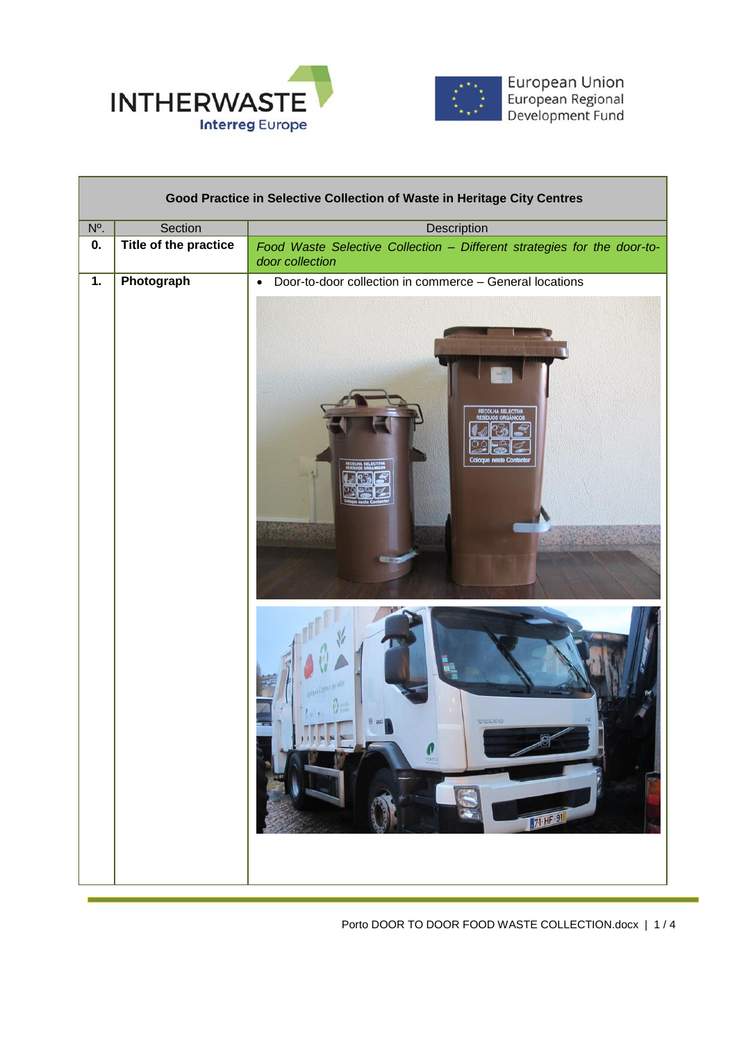INTHERWASTE
Interreg Europe

European Union
European Regional Development Fund

| Good Practice in Selective Collection of Waste in Heritage City Centres | | |
|---|---|---|
| Nº. | Section | Description |
| **0.** | **Title of the practice** | *Food Waste Selective Collection – Different strategies for the door-to-door collection* |
| **1.** | **Photograph** | • Door-to-door collection in commerce – General locations |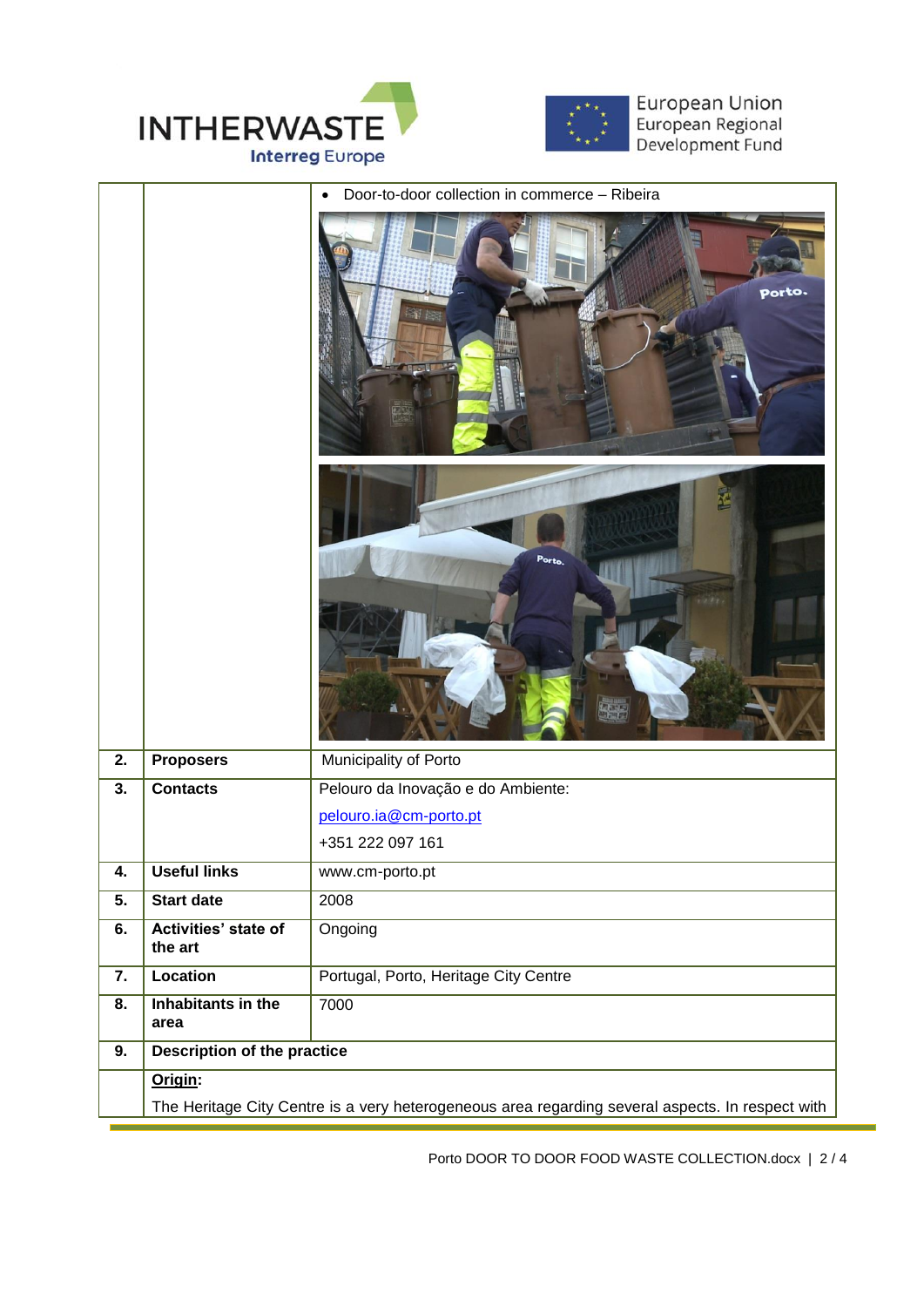| | | |
|---|---|---|
| | | • Door-to-door collection in commerce – Ribeira |
| **2.** | **Proposers** | Municipality of Porto |
| **3.** | **Contacts** | Pelouro da Inovação e do Ambiente: <br> pelouro.ia@cm-porto.pt <br> +351 222 097 161 |
| **4.** | **Useful links** | www.cm-porto.pt |
| **5.** | **Start date** | 2008 |
| **6.** | **Activities' state of the art** | Ongoing |
| **7.** | **Location** | Portugal, Porto, Heritage City Centre |
| **8.** | **Inhabitants in the area** | 7000 |
| **9.** | **Description of the practice** | |

**Origin**:

The Heritage City Centre is a very heterogeneous area regarding several aspects. In respect with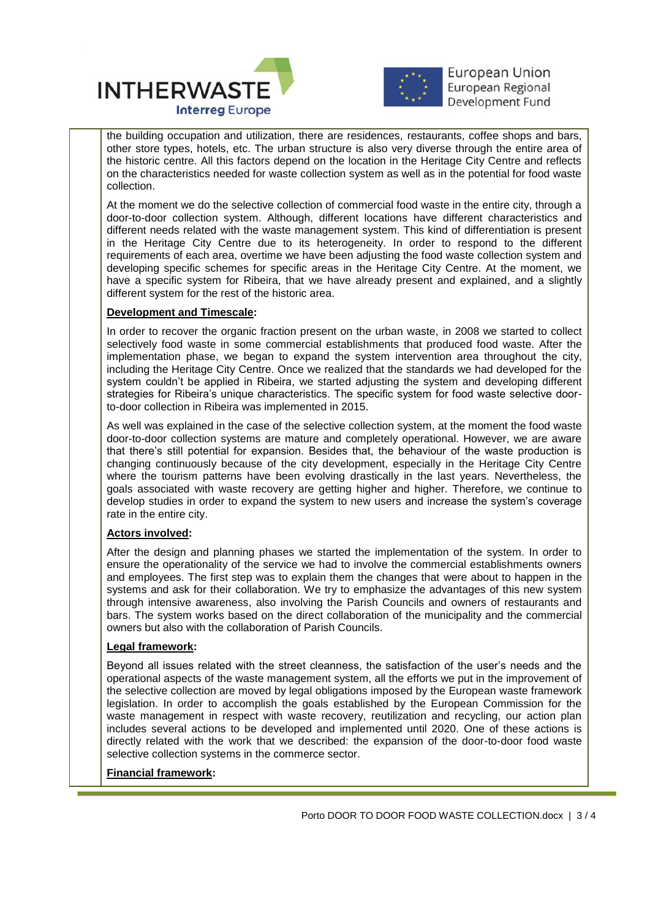the building occupation and utilization, there are residences, restaurants, coffee shops and bars, other store types, hotels, etc. The urban structure is also very diverse through the entire area of the historic centre. All this factors depend on the location in the Heritage City Centre and reflects on the characteristics needed for waste collection system as well as in the potential for food waste collection.

At the moment we do the selective collection of commercial food waste in the entire city, through a door-to-door collection system. Although, different locations have different characteristics and different needs related with the waste management system. This kind of differentiation is present in the Heritage City Centre due to its heterogeneity. In order to respond to the different requirements of each area, overtime we have been adjusting the food waste collection system and developing specific schemes for specific areas in the Heritage City Centre. At the moment, we have a specific system for Ribeira, that we have already present and explained, and a slightly different system for the rest of the historic area.

**Development and Timescale:**

In order to recover the organic fraction present on the urban waste, in 2008 we started to collect selectively food waste in some commercial establishments that produced food waste. After the implementation phase, we began to expand the system intervention area throughout the city, including the Heritage City Centre. Once we realized that the standards we had developed for the system couldn't be applied in Ribeira, we started adjusting the system and developing different strategies for Ribeira's unique characteristics. The specific system for food waste selective door-to-door collection in Ribeira was implemented in 2015.

As well was explained in the case of the selective collection system, at the moment the food waste door-to-door collection systems are mature and completely operational. However, we are aware that there's still potential for expansion. Besides that, the behaviour of the waste production is changing continuously because of the city development, especially in the Heritage City Centre where the tourism patterns have been evolving drastically in the last years. Nevertheless, the goals associated with waste recovery are getting higher and higher. Therefore, we continue to develop studies in order to expand the system to new users and increase the system's coverage rate in the entire city.

**Actors involved:**

After the design and planning phases we started the implementation of the system. In order to ensure the operationality of the service we had to involve the commercial establishments owners and employees. The first step was to explain them the changes that were about to happen in the systems and ask for their collaboration. We try to emphasize the advantages of this new system through intensive awareness, also involving the Parish Councils and owners of restaurants and bars. The system works based on the direct collaboration of the municipality and the commercial owners but also with the collaboration of Parish Councils.

**Legal framework:**

Beyond all issues related with the street cleanness, the satisfaction of the user's needs and the operational aspects of the waste management system, all the efforts we put in the improvement of the selective collection are moved by legal obligations imposed by the European waste framework legislation. In order to accomplish the goals established by the European Commission for the waste management in respect with waste recovery, reutilization and recycling, our action plan includes several actions to be developed and implemented until 2020. One of these actions is directly related with the work that we described: the expansion of the door-to-door food waste selective collection systems in the commerce sector.

**Financial framework:**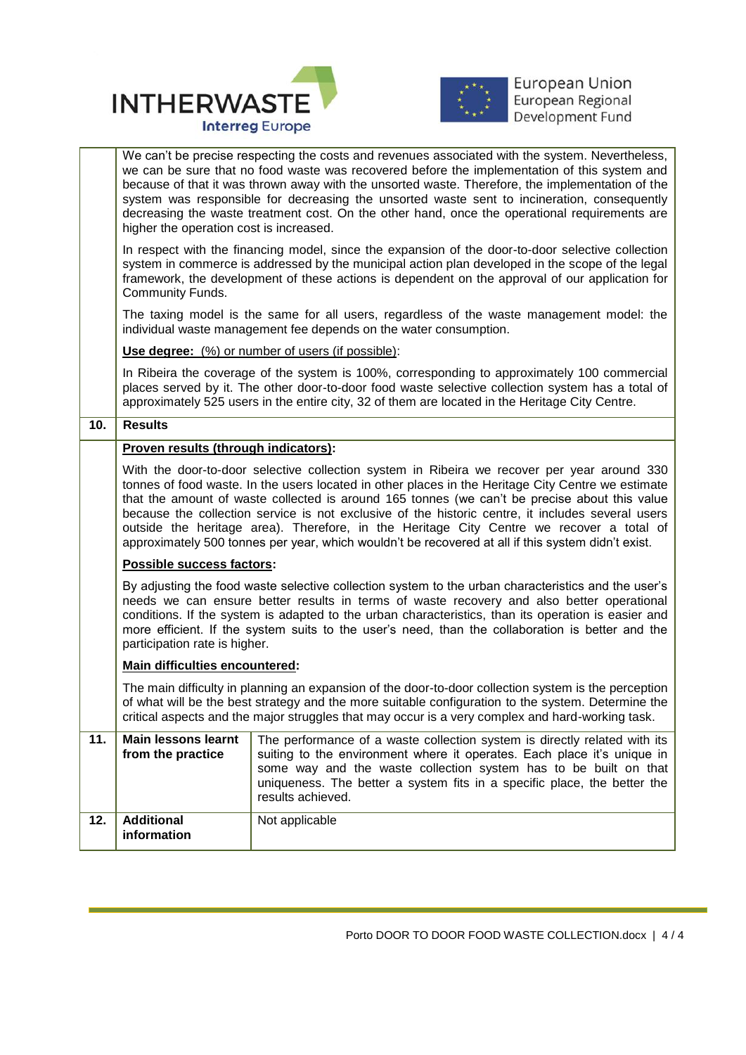We can't be precise respecting the costs and revenues associated with the system. Nevertheless, we can be sure that no food waste was recovered before the implementation of this system and because of that it was thrown away with the unsorted waste. Therefore, the implementation of the system was responsible for decreasing the unsorted waste sent to incineration, consequently decreasing the waste treatment cost. On the other hand, once the operational requirements are higher the operation cost is increased.

In respect with the financing model, since the expansion of the door-to-door selective collection system in commerce is addressed by the municipal action plan developed in the scope of the legal framework, the development of these actions is dependent on the approval of our application for Community Funds.

The taxing model is the same for all users, regardless of the waste management model: the individual waste management fee depends on the water consumption.

**Use degree:** (%) or number of users (if possible):

In Ribeira the coverage of the system is 100%, corresponding to approximately 100 commercial places served by it. The other door-to-door food waste selective collection system has a total of approximately 525 users in the entire city, 32 of them are located in the Heritage City Centre.

## 10. Results

**Proven results (through indicators):**

With the door-to-door selective collection system in Ribeira we recover per year around 330 tonnes of food waste. In the users located in other places in the Heritage City Centre we estimate that the amount of waste collected is around 165 tonnes (we can't be precise about this value because the collection service is not exclusive of the historic centre, it includes several users outside the heritage area). Therefore, in the Heritage City Centre we recover a total of approximately 500 tonnes per year, which wouldn't be recovered at all if this system didn't exist.

**Possible success factors:**

By adjusting the food waste selective collection system to the urban characteristics and the user's needs we can ensure better results in terms of waste recovery and also better operational conditions. If the system is adapted to the urban characteristics, than its operation is easier and more efficient. If the system suits to the user's need, than the collaboration is better and the participation rate is higher.

**Main difficulties encountered:**

The main difficulty in planning an expansion of the door-to-door collection system is the perception of what will be the best strategy and the more suitable configuration to the system. Determine the critical aspects and the major struggles that may occur is a very complex and hard-working task.

| | | |
|---|---|---|
| **11.** | **Main lessons learnt from the practice** | The performance of a waste collection system is directly related with its suiting to the environment where it operates. Each place it's unique in some way and the waste collection system has to be built on that uniqueness. The better a system fits in a specific place, the better the results achieved. |
| **12.** | **Additional information** | Not applicable |